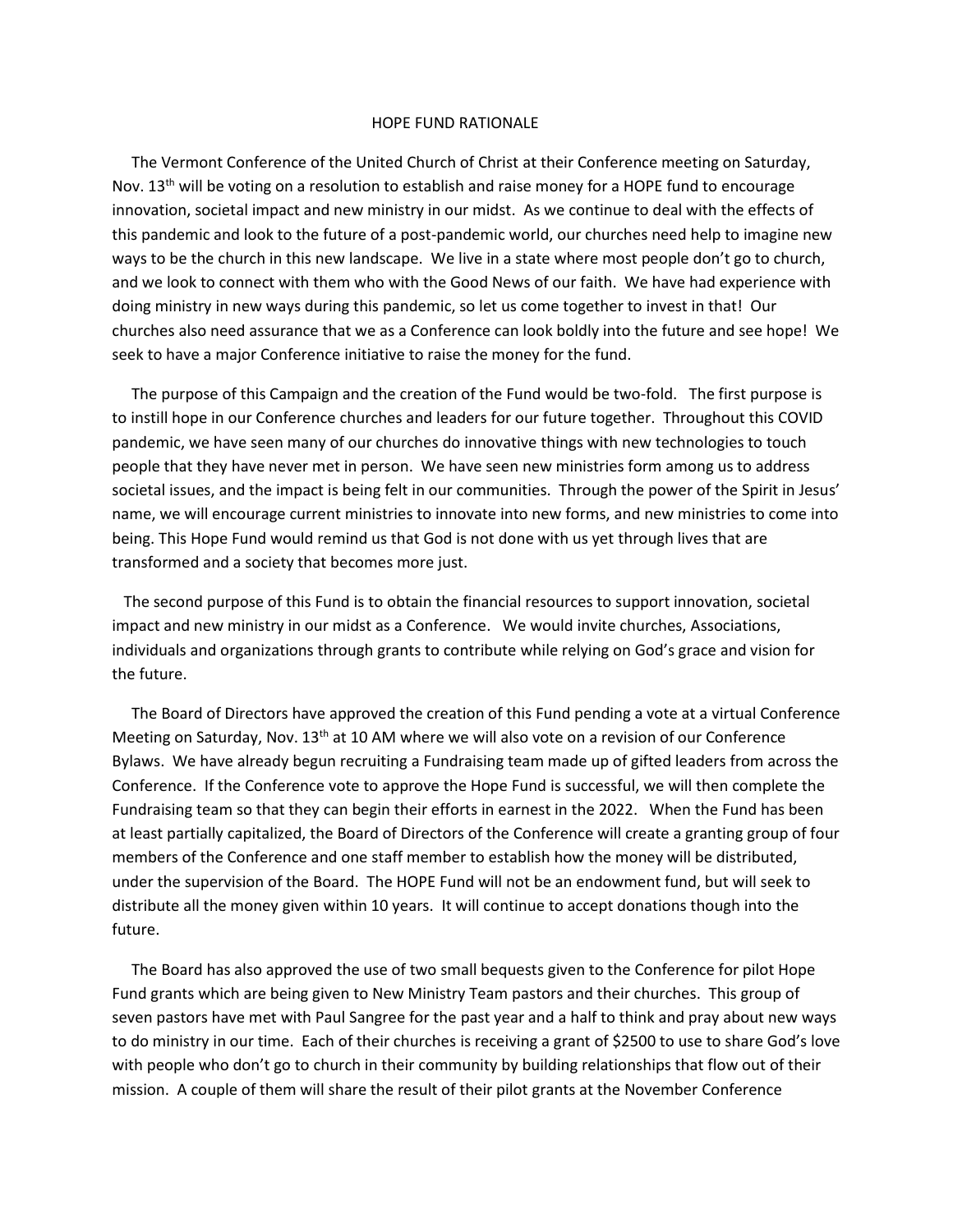# HOPE FUND RATIONALE

The Vermont Conference of the United Church of Christ at their Conference meeting on Saturday, Nov. 13th will be voting on a resolution to establish and raise money for a HOPE fund to encourage innovation, societal impact and new ministry in our midst. As we continue to deal with the effects of this pandemic and look to the future of a post-pandemic world, our churches need help to imagine new ways to be the church in this new landscape. We live in a state where most people don't go to church, and we look to connect with them who with the Good News of our faith. We have had experience with doing ministry in new ways during this pandemic, so let us come together to invest in that! Our churches also need assurance that we as a Conference can look boldly into the future and see hope! We seek to have a major Conference initiative to raise the money for the fund.

The purpose of this Campaign and the creation of the Fund would be two-fold. The first purpose is to instill hope in our Conference churches and leaders for our future together. Throughout this COVID pandemic, we have seen many of our churches do innovative things with new technologies to touch people that they have never met in person. We have seen new ministries form among us to address societal issues, and the impact is being felt in our communities. Through the power of the Spirit in Jesus' name, we will encourage current ministries to innovate into new forms, and new ministries to come into being. This Hope Fund would remind us that God is not done with us yet through lives that are transformed and a society that becomes more just.

The second purpose of this Fund is to obtain the financial resources to support innovation, societal impact and new ministry in our midst as a Conference. We would invite churches, Associations, individuals and organizations through grants to contribute while relying on God's grace and vision for the future.

The Board of Directors have approved the creation of this Fund pending a vote at a virtual Conference Meeting on Saturday, Nov. 13th at 10 AM where we will also vote on a revision of our Conference Bylaws. We have already begun recruiting a Fundraising team made up of gifted leaders from across the Conference. If the Conference vote to approve the Hope Fund is successful, we will then complete the Fundraising team so that they can begin their efforts in earnest in the 2022. When the Fund has been at least partially capitalized, the Board of Directors of the Conference will create a granting group of four members of the Conference and one staff member to establish how the money will be distributed, under the supervision of the Board. The HOPE Fund will not be an endowment fund, but will seek to distribute all the money given within 10 years. It will continue to accept donations though into the future.

The Board has also approved the use of two small bequests given to the Conference for pilot Hope Fund grants which are being given to New Ministry Team pastors and their churches. This group of seven pastors have met with Paul Sangree for the past year and a half to think and pray about new ways to do ministry in our time. Each of their churches is receiving a grant of $2500 to use to share God's love with people who don't go to church in their community by building relationships that flow out of their mission. A couple of them will share the result of their pilot grants at the November Conference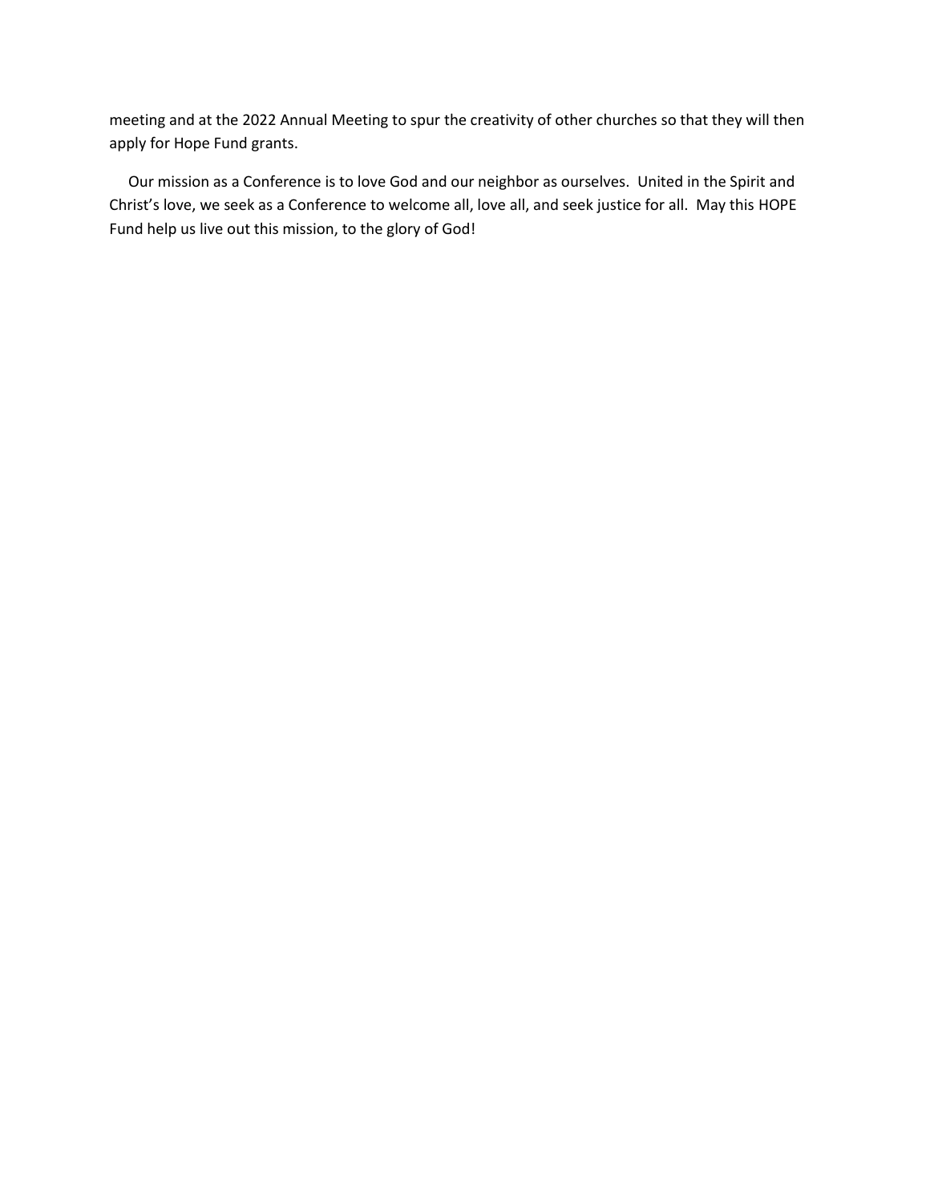meeting and at the 2022 Annual Meeting to spur the creativity of other churches so that they will then apply for Hope Fund grants.

Our mission as a Conference is to love God and our neighbor as ourselves. United in the Spirit and Christ's love, we seek as a Conference to welcome all, love all, and seek justice for all. May this HOPE Fund help us live out this mission, to the glory of God!